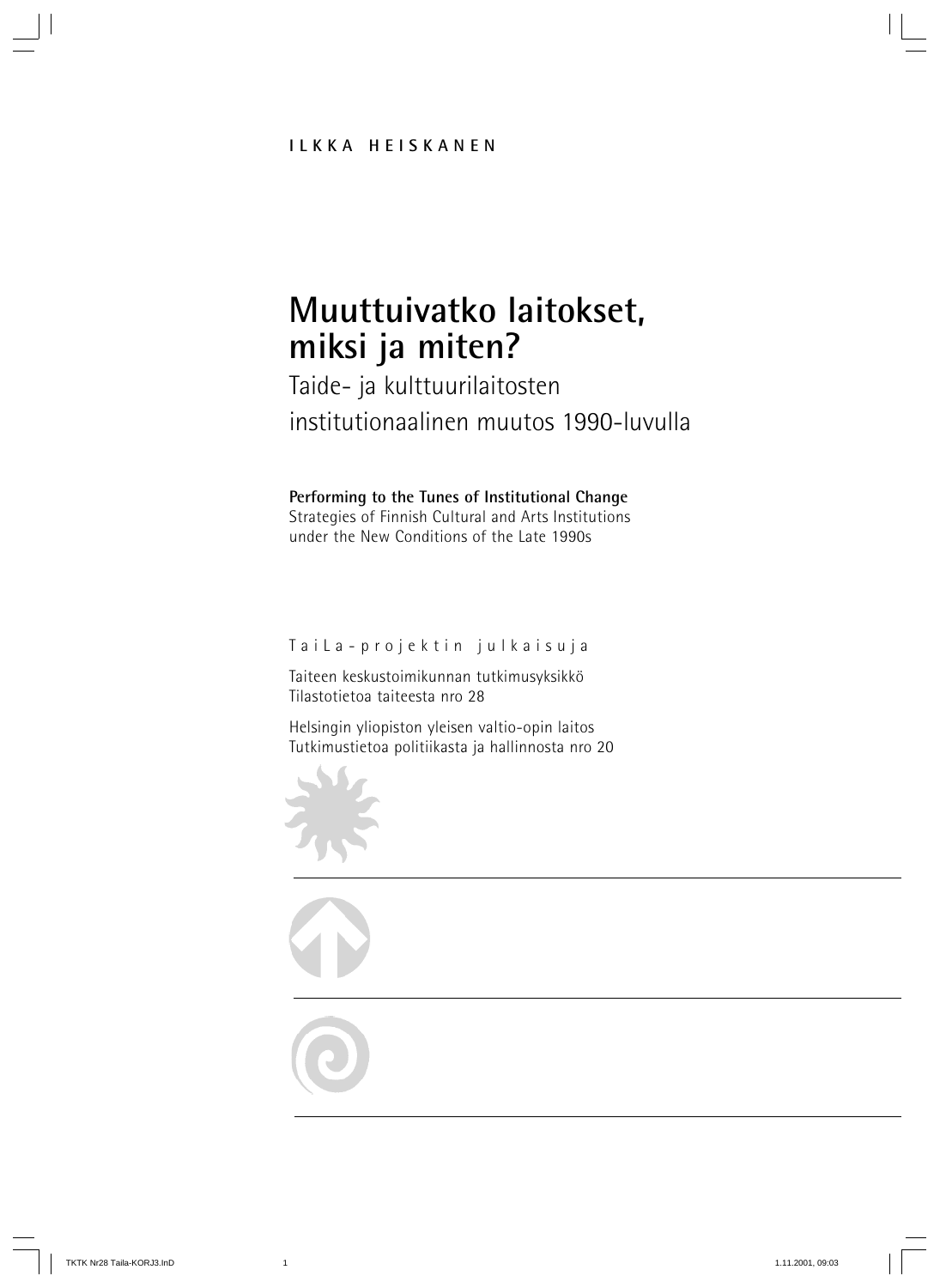ILKKA HEISKANEN

# Muuttuivatko laitokset, miksi ja miten?

## Taide- ja kulttuurilaitosten institutionaalinen muutos 1990-luvulla

**Performing to the Tunes of Institutional Change**
Strategies of Finnish Cultural and Arts Institutions under the New Conditions of the Late 1990s

TaiLa-projektin julkaisuja

Taiteen keskustoimikunnan tutkimusyksikkö
Tilastotietoa taiteesta nro 28

Helsingin yliopiston yleisen valtio-opin laitos
Tutkimustietoa politiikasta ja hallinnosta nro 20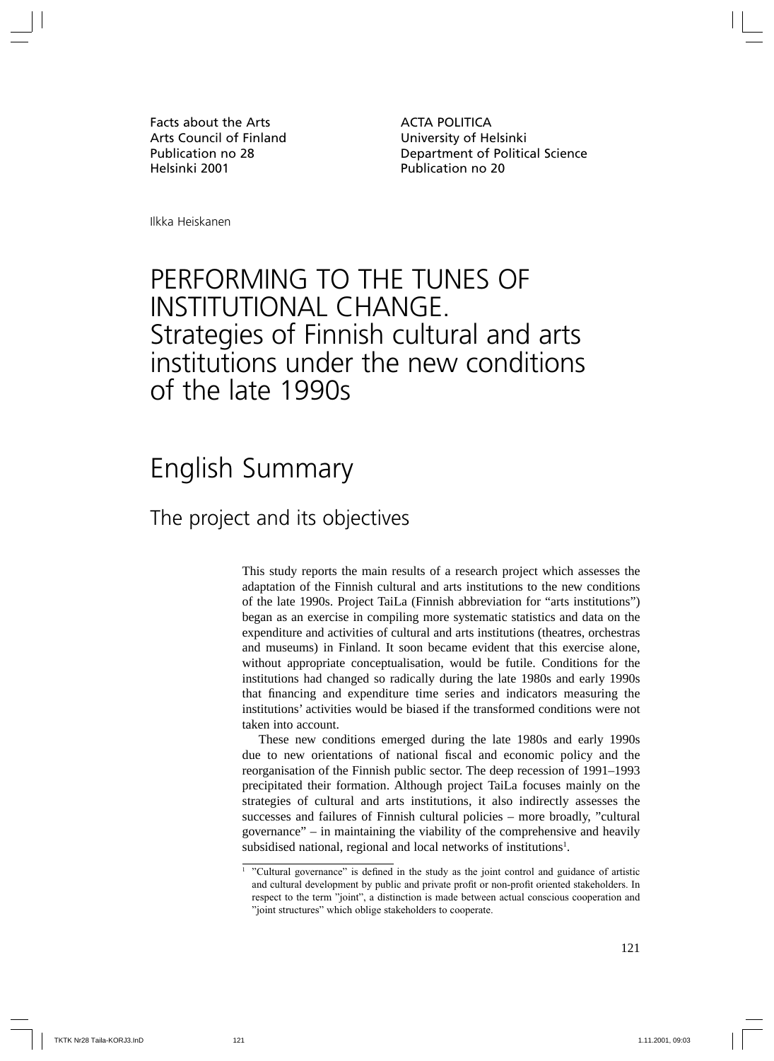Facts about the Arts
Arts Council of Finland
Publication no 28
Helsinki 2001

ACTA POLITICA
University of Helsinki
Department of Political Science
Publication no 20

Ilkka Heiskanen

# PERFORMING TO THE TUNES OF INSTITUTIONAL CHANGE. Strategies of Finnish cultural and arts institutions under the new conditions of the late 1990s

## English Summary

### The project and its objectives

This study reports the main results of a research project which assesses the adaptation of the Finnish cultural and arts institutions to the new conditions of the late 1990s. Project TaiLa (Finnish abbreviation for "arts institutions") began as an exercise in compiling more systematic statistics and data on the expenditure and activities of cultural and arts institutions (theatres, orchestras and museums) in Finland. It soon became evident that this exercise alone, without appropriate conceptualisation, would be futile. Conditions for the institutions had changed so radically during the late 1980s and early 1990s that financing and expenditure time series and indicators measuring the institutions' activities would be biased if the transformed conditions were not taken into account.

These new conditions emerged during the late 1980s and early 1990s due to new orientations of national fiscal and economic policy and the reorganisation of the Finnish public sector. The deep recession of 1991–1993 precipitated their formation. Although project TaiLa focuses mainly on the strategies of cultural and arts institutions, it also indirectly assesses the successes and failures of Finnish cultural policies – more broadly, "cultural governance" – in maintaining the viability of the comprehensive and heavily subsidised national, regional and local networks of institutions[1].

[1] "Cultural governance" is defined in the study as the joint control and guidance of artistic and cultural development by public and private profit or non-profit oriented stakeholders. In respect to the term "joint", a distinction is made between actual conscious cooperation and "joint structures" which oblige stakeholders to cooperate.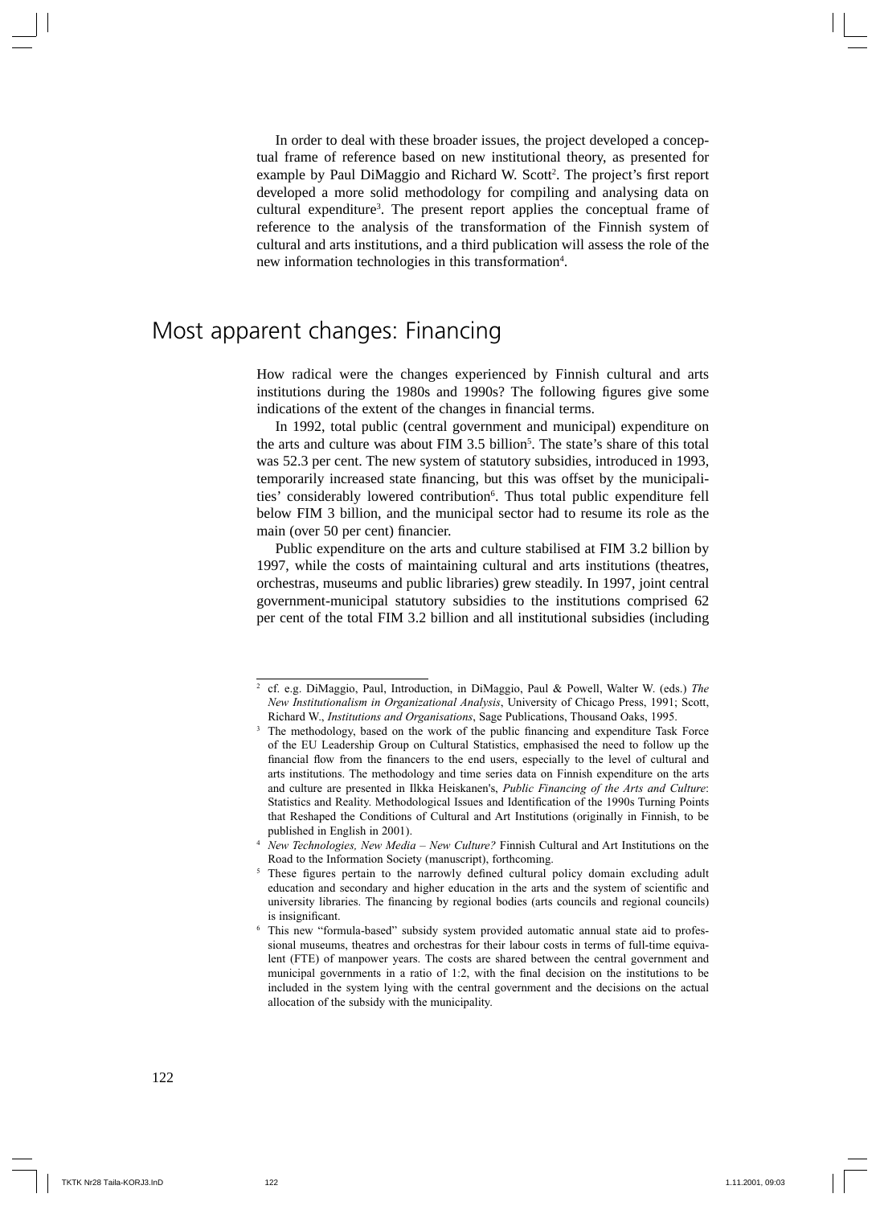In order to deal with these broader issues, the project developed a conceptual frame of reference based on new institutional theory, as presented for example by Paul DiMaggio and Richard W. Scott[2]. The project's first report developed a more solid methodology for compiling and analysing data on cultural expenditure[3]. The present report applies the conceptual frame of reference to the analysis of the transformation of the Finnish system of cultural and arts institutions, and a third publication will assess the role of the new information technologies in this transformation[4].

## Most apparent changes: Financing

How radical were the changes experienced by Finnish cultural and arts institutions during the 1980s and 1990s? The following figures give some indications of the extent of the changes in financial terms.

In 1992, total public (central government and municipal) expenditure on the arts and culture was about FIM 3.5 billion[5]. The state's share of this total was 52.3 per cent. The new system of statutory subsidies, introduced in 1993, temporarily increased state financing, but this was offset by the municipalities' considerably lowered contribution[6]. Thus total public expenditure fell below FIM 3 billion, and the municipal sector had to resume its role as the main (over 50 per cent) financier.

Public expenditure on the arts and culture stabilised at FIM 3.2 billion by 1997, while the costs of maintaining cultural and arts institutions (theatres, orchestras, museums and public libraries) grew steadily. In 1997, joint central government-municipal statutory subsidies to the institutions comprised 62 per cent of the total FIM 3.2 billion and all institutional subsidies (including

---

[2] cf. e.g. DiMaggio, Paul, Introduction, in DiMaggio, Paul & Powell, Walter W. (eds.) *The New Institutionalism in Organizational Analysis*, University of Chicago Press, 1991; Scott, Richard W., *Institutions and Organisations*, Sage Publications, Thousand Oaks, 1995.

[3] The methodology, based on the work of the public financing and expenditure Task Force of the EU Leadership Group on Cultural Statistics, emphasised the need to follow up the financial flow from the financers to the end users, especially to the level of cultural and arts institutions. The methodology and time series data on Finnish expenditure on the arts and culture are presented in Ilkka Heiskanen's, *Public Financing of the Arts and Culture*: Statistics and Reality. Methodological Issues and Identification of the 1990s Turning Points that Reshaped the Conditions of Cultural and Art Institutions (originally in Finnish, to be published in English in 2001).

[4] *New Technologies, New Media – New Culture?* Finnish Cultural and Art Institutions on the Road to the Information Society (manuscript), forthcoming.

[5] These figures pertain to the narrowly defined cultural policy domain excluding adult education and secondary and higher education in the arts and the system of scientific and university libraries. The financing by regional bodies (arts councils and regional councils) is insignificant.

[6] This new "formula-based" subsidy system provided automatic annual state aid to professional museums, theatres and orchestras for their labour costs in terms of full-time equivalent (FTE) of manpower years. The costs are shared between the central government and municipal governments in a ratio of 1:2, with the final decision on the institutions to be included in the system lying with the central government and the decisions on the actual allocation of the subsidy with the municipality.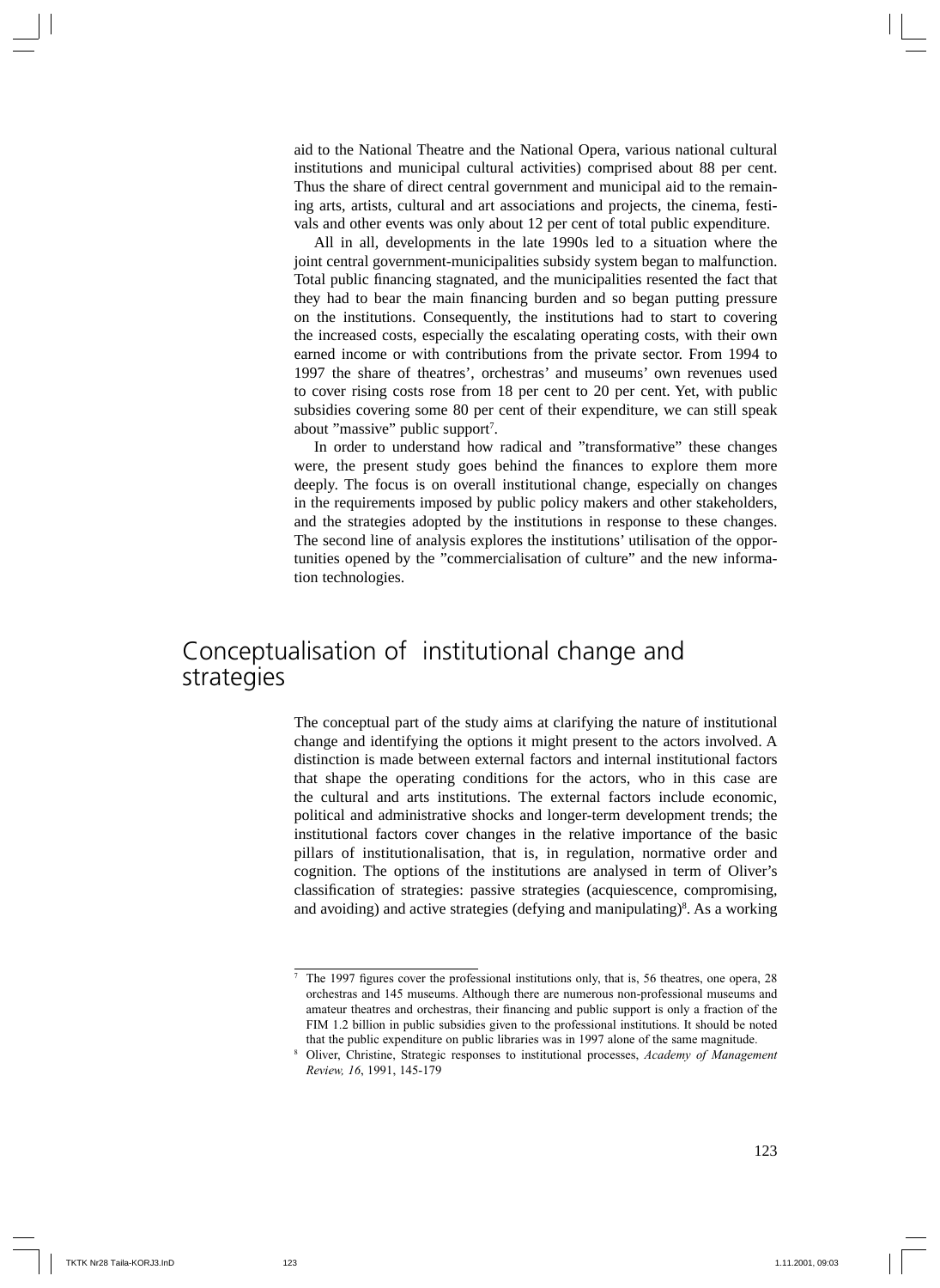aid to the National Theatre and the National Opera, various national cultural institutions and municipal cultural activities) comprised about 88 per cent. Thus the share of direct central government and municipal aid to the remaining arts, artists, cultural and art associations and projects, the cinema, festivals and other events was only about 12 per cent of total public expenditure.

All in all, developments in the late 1990s led to a situation where the joint central government-municipalities subsidy system began to malfunction. Total public financing stagnated, and the municipalities resented the fact that they had to bear the main financing burden and so began putting pressure on the institutions. Consequently, the institutions had to start to covering the increased costs, especially the escalating operating costs, with their own earned income or with contributions from the private sector. From 1994 to 1997 the share of theatres', orchestras' and museums' own revenues used to cover rising costs rose from 18 per cent to 20 per cent. Yet, with public subsidies covering some 80 per cent of their expenditure, we can still speak about "massive" public support[7].

In order to understand how radical and "transformative" these changes were, the present study goes behind the finances to explore them more deeply. The focus is on overall institutional change, especially on changes in the requirements imposed by public policy makers and other stakeholders, and the strategies adopted by the institutions in response to these changes. The second line of analysis explores the institutions' utilisation of the opportunities opened by the "commercialisation of culture" and the new information technologies.

## Conceptualisation of institutional change and strategies

The conceptual part of the study aims at clarifying the nature of institutional change and identifying the options it might present to the actors involved. A distinction is made between external factors and internal institutional factors that shape the operating conditions for the actors, who in this case are the cultural and arts institutions. The external factors include economic, political and administrative shocks and longer-term development trends; the institutional factors cover changes in the relative importance of the basic pillars of institutionalisation, that is, in regulation, normative order and cognition. The options of the institutions are analysed in term of Oliver's classification of strategies: passive strategies (acquiescence, compromising, and avoiding) and active strategies (defying and manipulating)[8]. As a working

---

[7] The 1997 figures cover the professional institutions only, that is, 56 theatres, one opera, 28 orchestras and 145 museums. Although there are numerous non-professional museums and amateur theatres and orchestras, their financing and public support is only a fraction of the FIM 1.2 billion in public subsidies given to the professional institutions. It should be noted that the public expenditure on public libraries was in 1997 alone of the same magnitude.

[8] Oliver, Christine, Strategic responses to institutional processes, *Academy of Management Review, 16*, 1991, 145-179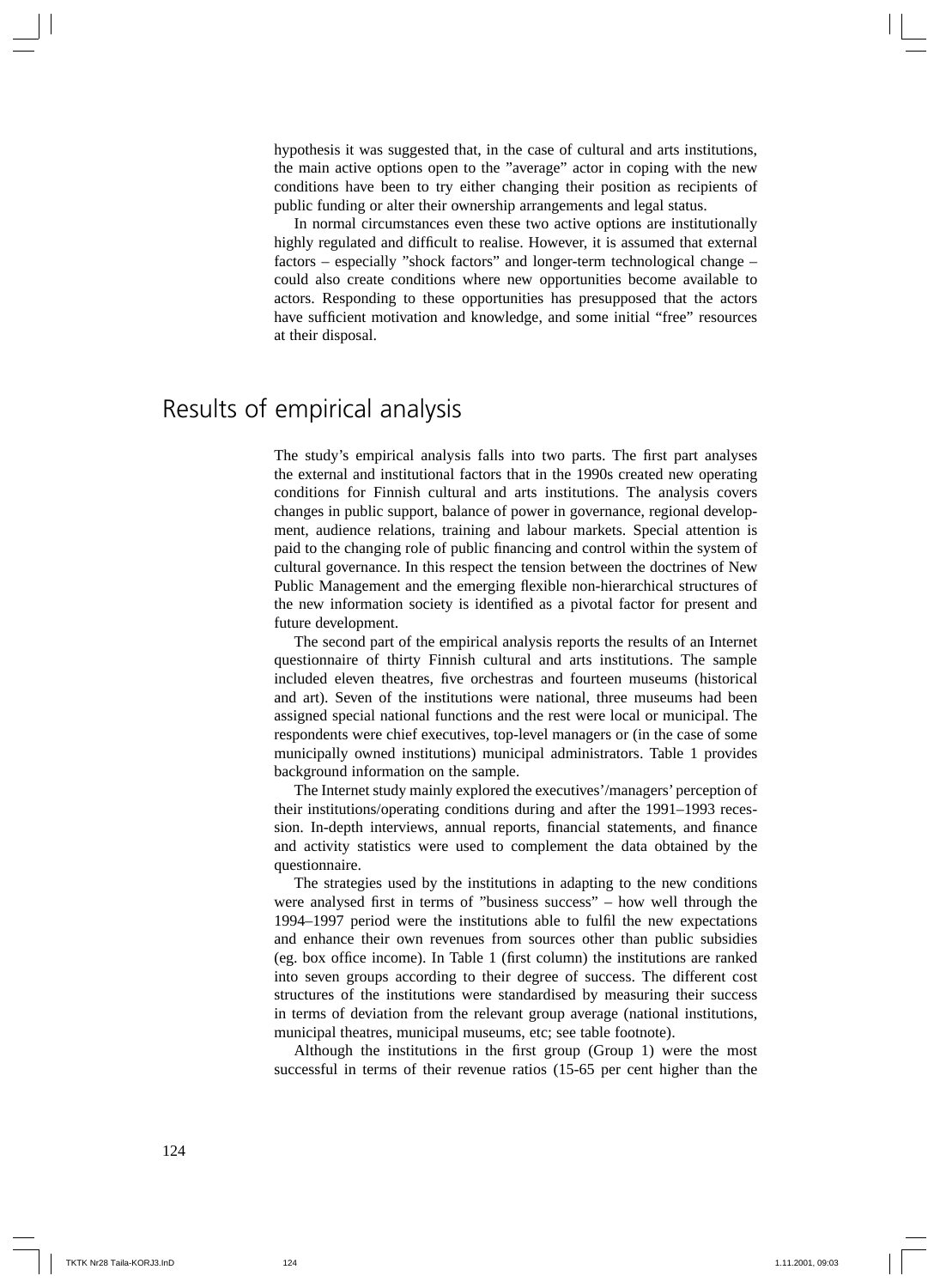hypothesis it was suggested that, in the case of cultural and arts institutions, the main active options open to the "average" actor in coping with the new conditions have been to try either changing their position as recipients of public funding or alter their ownership arrangements and legal status.

In normal circumstances even these two active options are institutionally highly regulated and difficult to realise. However, it is assumed that external factors – especially "shock factors" and longer-term technological change – could also create conditions where new opportunities become available to actors. Responding to these opportunities has presupposed that the actors have sufficient motivation and knowledge, and some initial "free" resources at their disposal.

## Results of empirical analysis

The study's empirical analysis falls into two parts. The first part analyses the external and institutional factors that in the 1990s created new operating conditions for Finnish cultural and arts institutions. The analysis covers changes in public support, balance of power in governance, regional development, audience relations, training and labour markets. Special attention is paid to the changing role of public financing and control within the system of cultural governance. In this respect the tension between the doctrines of New Public Management and the emerging flexible non-hierarchical structures of the new information society is identified as a pivotal factor for present and future development.

The second part of the empirical analysis reports the results of an Internet questionnaire of thirty Finnish cultural and arts institutions. The sample included eleven theatres, five orchestras and fourteen museums (historical and art). Seven of the institutions were national, three museums had been assigned special national functions and the rest were local or municipal. The respondents were chief executives, top-level managers or (in the case of some municipally owned institutions) municipal administrators. Table 1 provides background information on the sample.

The Internet study mainly explored the executives'/managers' perception of their institutions/operating conditions during and after the 1991–1993 recession. In-depth interviews, annual reports, financial statements, and finance and activity statistics were used to complement the data obtained by the questionnaire.

The strategies used by the institutions in adapting to the new conditions were analysed first in terms of "business success" – how well through the 1994–1997 period were the institutions able to fulfil the new expectations and enhance their own revenues from sources other than public subsidies (eg. box office income). In Table 1 (first column) the institutions are ranked into seven groups according to their degree of success. The different cost structures of the institutions were standardised by measuring their success in terms of deviation from the relevant group average (national institutions, municipal theatres, municipal museums, etc; see table footnote).

Although the institutions in the first group (Group 1) were the most successful in terms of their revenue ratios (15-65 per cent higher than the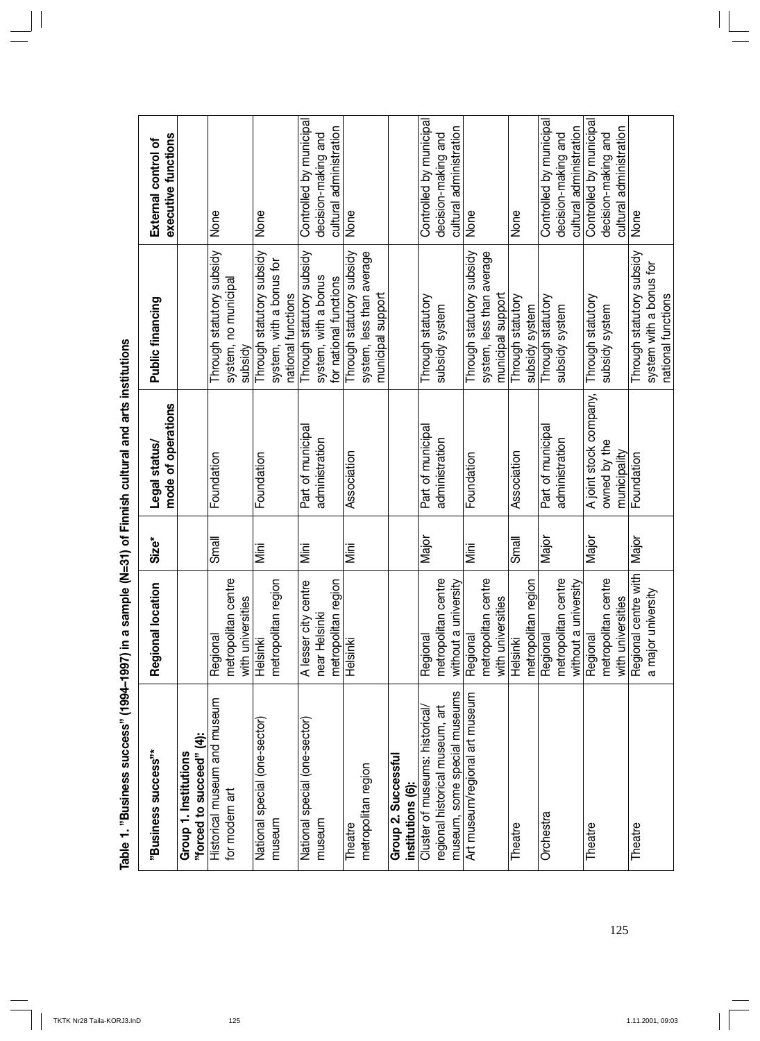**Table 1. "Business success" (1994–1997) in a sample (N=31) of Finnish cultural and arts institutions**

| "Business success"* | Regional location | Size* | Legal status/ mode of operations | Public financing | External control of executive functions |
|---|---|---|---|---|---|
| **Group 1. Institutions "forced to succeed" (4):** | | | | | |
| Historical museum and museum for modern art | Regional metropolitan centre with universities | Small | Foundation | Through statutory subsidy system, no municipal subsidy | None |
| National special (one-sector) museum | Helsinki metropolitan region | Mini | Foundation | Through statutory subsidy system, with a bonus for national functions | None |
| National special (one-sector) museum | A lesser city centre near Helsinki metropolitan region | Mini | Part of municipal administration | Through statutory subsidy system, with a bonus for national functions | Controlled by municipal decision-making and cultural administration |
| Theatre metropolitan region | Helsinki | Mini | Association | Through statutory subsidy system, less than average municipal support | None |
| **Group 2. Successful institutions (6):** | | | | | |
| Cluster of museums: historical/ regional historical museum, art museum, some special museums | Regional metropolitan centre without a university | Major | Part of municipal administration | Through statutory subsidy system | Controlled by municipal decision-making and cultural administration |
| Art museum/regional art museum | Regional metropolitan centre with universities | Mini | Foundation | Through statutory subsidy system, less than average municipal support | None |
| Theatre | Helsinki metropolitan region | Small | Association | Through statutory subsidy system | None |
| Orchestra | Regional metropolitan centre without a university | Major | Part of municipal administration | Through statutory subsidy system | Controlled by municipal decision-making and cultural administration |
| Theatre | Regional metropolitan centre with universities | Major | A joint stock company, owned by the municipality | Through statutory subsidy system | Controlled by municipal decision-making and cultural administration |
| Theatre | Regional centre with a major university | Major | Foundation | Through statutory subsidy system with a bonus for national functions | None |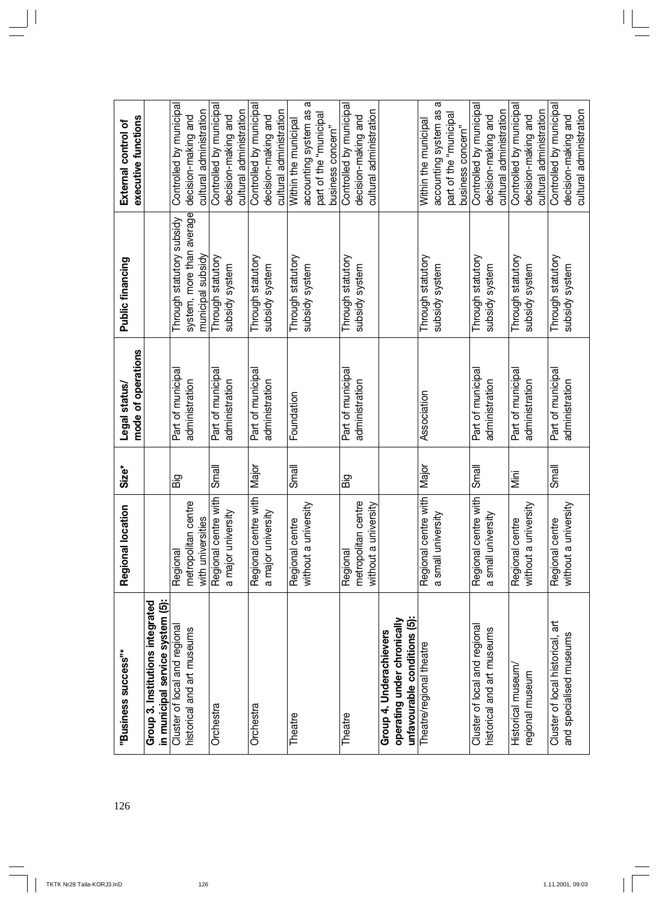| "Business success"* | Regional location | Size* | Legal status/ mode of operations | Public financing | External control of executive functions |
|---|---|---|---|---|---|
| **Group 3. Institutions integrated in municipal service system (5):** | | | | | |
| Cluster of local and regional historical and art museums | Regional metropolitan centre with universities | Big | Part of municipal administration | Through statutory subsidy system, more than average municipal subsidy | Controlled by municipal decision-making and cultural administration |
| Orchestra | Regional centre with a major university | Small | Part of municipal administration | Through statutory subsidy system | Controlled by municipal decision-making and cultural administration |
| Orchestra | Regional centre with a major university | Major | Part of municipal administration | Through statutory subsidy system | Controlled by municipal decision-making and cultural administration |
| Theatre | Regional centre without a university | Small | Foundation | Through statutory subsidy system | Within the municipal accounting system as a part of the "municipal business concern" |
| Theatre | Regional metropolitan centre without a university | Big | Part of municipal administration | Through statutory subsidy system | Controlled by municipal decision-making and cultural administration |
| **Group 4. Underachievers operating under chronically unfavourable conditions (5):** | | | | | |
| Theatre/regional theatre | Regional centre with a small university | Major | Association | Through statutory subsidy system | Within the municipal accounting system as a part of the "municipal business concern" |
| Cluster of local and regional historical and art museums | Regional centre with a small university | Small | Part of municipal administration | Through statutory subsidy system | Controlled by municipal decision-making and cultural administration |
| Historical museum/ regional museum | Regional centre without a university | Mini | Part of municipal administration | Through statutory subsidy system | Controlled by municipal decision-making and cultural administration |
| Cluster of local historical, art and specialised museums | Regional centre without a university | Small | Part of municipal administration | Through statutory subsidy system | Controlled by municipal decision-making and cultural administration |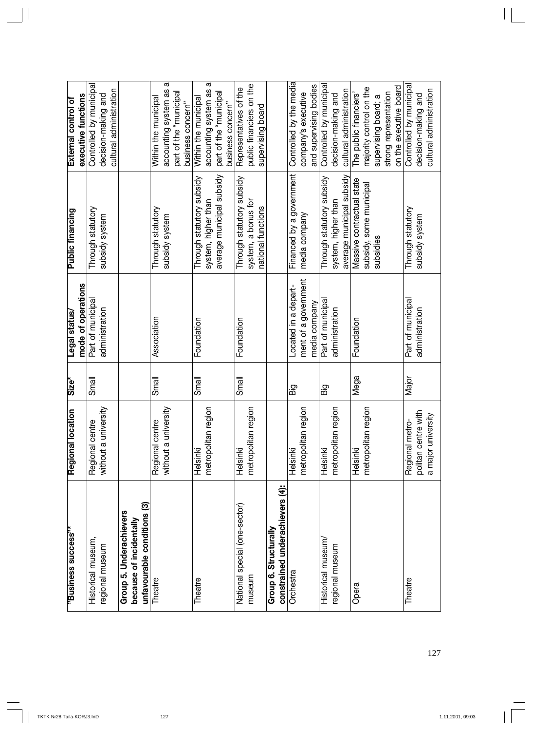| "Business success"* | Regional location | Size* | Legal status/ mode of operations | Public financing | External control of executive functions |
|---|---|---|---|---|---|
| Historical museum, regional museum | Regional centre without a university | Small | Part of municipal administration | Through statutory subsidy system | Controlled by municipal decision-making and cultural administration |
| **Group 5. Underachievers because of incidentally unfavourable conditions (3)** | | | | | |
| Theatre | Regional centre without a university | Small | Association | Through statutory subsidy system | Within the municipal accounting system as a part of the "municipal business concern" |
| Theatre | Helsinki metropolitan region | Small | Foundation | Through statutory subsidy system, higher than average municipal subsidy | Within the municipal accounting system as a part of the "municipal business concern" |
| National special (one-sector) museum | Helsinki metropolitan region | Small | Foundation | Through statutory subsidy system, a bonus for national functions | Representatives of the public financiers on the supervising board |
| **Group 6. Structurally constrained underachievers (4):** | | | | | |
| Orchestra | Helsinki metropolitan region | Big | Located in a department of a government media company | Financed by a government media company | Controlled by the media company's executive and supervising bodies |
| Historical museum/ regional museum | Helsinki metropolitan region | Big | Part of municipal administration | Through statutory subsidy system, higher than average municipal subsidy | Controlled by municipal decision-making and cultural administration |
| Opera | Helsinki metropolitan region | Mega | Foundation | Massive contractual state subsidy, some municipal subsidies | The public financiers' majority control on the supervising board; a strong representation on the executive board |
| Theatre | Regional metropolitan centre with a major university | Major | Part of municipal administration | Through statutory subsidy system | Controlled by municipal decision-making and cultural administration |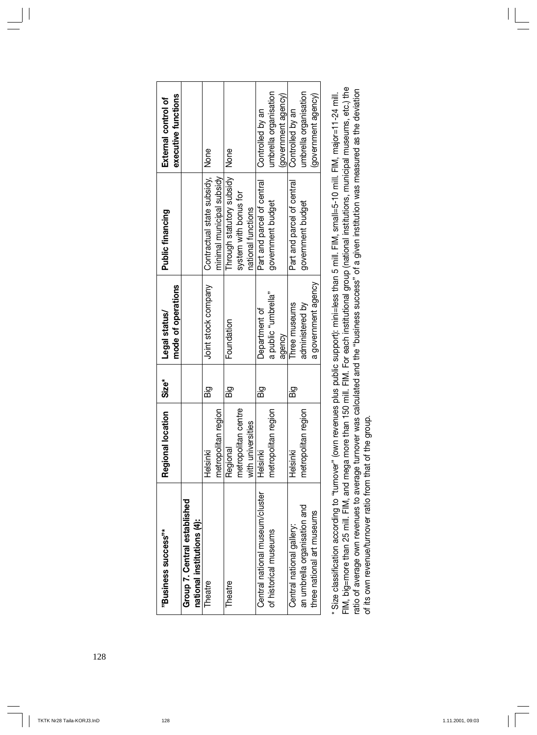| "Business success"* | Regional location | Size* | Legal status/ mode of operations | Public financing | External control of executive functions |
|---|---|---|---|---|---|
| **Group 7. Central established national institutions (4):** | | | | | |
| Theatre | Helsinki metropolitan region | Big | Joint stock company | Contractual state subsidy, minimal municipal subsidy | None |
| Theatre | Regional metropolitan centre with universities | Big | Foundation | Through statutory subsidy system with bonus for national functions | None |
| Central national museum/cluster of historical museums | Helsinki metropolitan region | Big | Department of a public "umbrella" agency | Part and parcel of central government budget | Controlled by an umbrella organisation (government agency) |
| Central national gallery: an umbrella organisation and three national art museums | Helsinki metropolitan region | Big | Three museums administered by a government agency | Part and parcel of central government budget | Controlled by an umbrella organisation (government agency) |

\* Size classification according to "turnover" (own revenues plus public support): mini=less than 5 mill. FIM, small=5-10 mill. FIM, major=11-24 mill. FIM, big=more than 25 mill. FIM, and mega more than 150 mill. FIM. For each institutional group (national institutions, municipal museums, etc.) the ratio of average own revenues to average turnover was calculated and the "business success" of a given institution was measured as the deviation of its own revenue/turnover ratio from that of the group.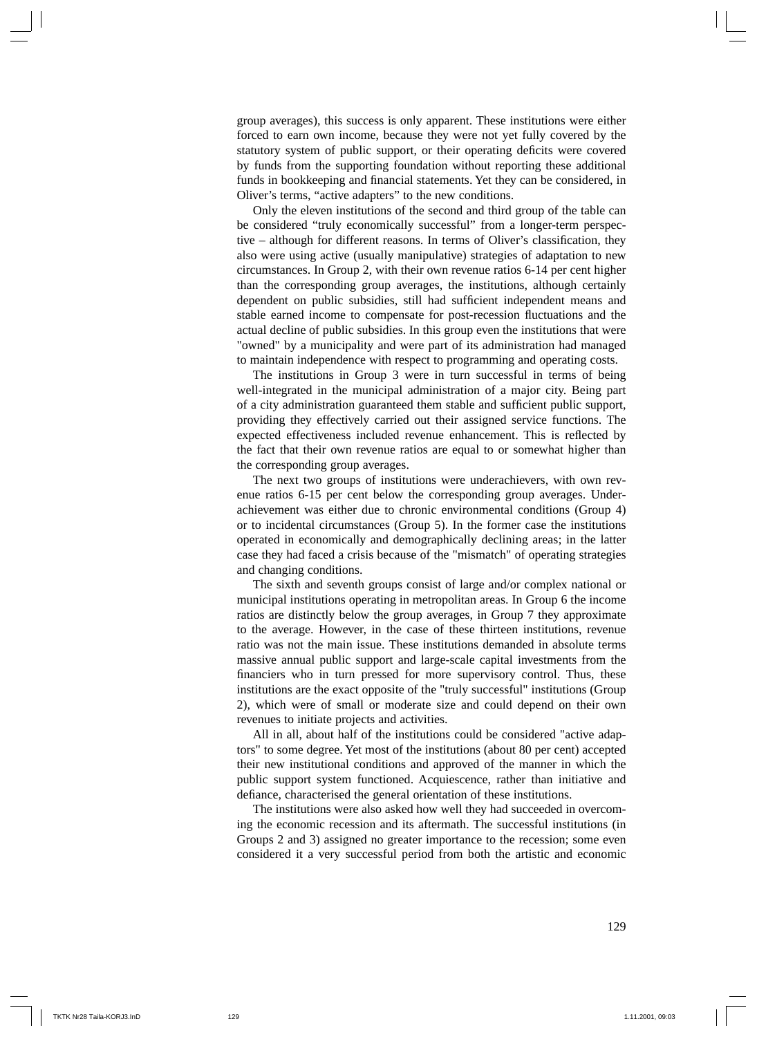group averages), this success is only apparent. These institutions were either forced to earn own income, because they were not yet fully covered by the statutory system of public support, or their operating deficits were covered by funds from the supporting foundation without reporting these additional funds in bookkeeping and financial statements. Yet they can be considered, in Oliver's terms, "active adapters" to the new conditions.

Only the eleven institutions of the second and third group of the table can be considered "truly economically successful" from a longer-term perspective – although for different reasons. In terms of Oliver's classification, they also were using active (usually manipulative) strategies of adaptation to new circumstances. In Group 2, with their own revenue ratios 6-14 per cent higher than the corresponding group averages, the institutions, although certainly dependent on public subsidies, still had sufficient independent means and stable earned income to compensate for post-recession fluctuations and the actual decline of public subsidies. In this group even the institutions that were "owned" by a municipality and were part of its administration had managed to maintain independence with respect to programming and operating costs.

The institutions in Group 3 were in turn successful in terms of being well-integrated in the municipal administration of a major city. Being part of a city administration guaranteed them stable and sufficient public support, providing they effectively carried out their assigned service functions. The expected effectiveness included revenue enhancement. This is reflected by the fact that their own revenue ratios are equal to or somewhat higher than the corresponding group averages.

The next two groups of institutions were underachievers, with own revenue ratios 6-15 per cent below the corresponding group averages. Underachievement was either due to chronic environmental conditions (Group 4) or to incidental circumstances (Group 5). In the former case the institutions operated in economically and demographically declining areas; in the latter case they had faced a crisis because of the "mismatch" of operating strategies and changing conditions.

The sixth and seventh groups consist of large and/or complex national or municipal institutions operating in metropolitan areas. In Group 6 the income ratios are distinctly below the group averages, in Group 7 they approximate to the average. However, in the case of these thirteen institutions, revenue ratio was not the main issue. These institutions demanded in absolute terms massive annual public support and large-scale capital investments from the financiers who in turn pressed for more supervisory control. Thus, these institutions are the exact opposite of the "truly successful" institutions (Group 2), which were of small or moderate size and could depend on their own revenues to initiate projects and activities.

All in all, about half of the institutions could be considered "active adaptors" to some degree. Yet most of the institutions (about 80 per cent) accepted their new institutional conditions and approved of the manner in which the public support system functioned. Acquiescence, rather than initiative and defiance, characterised the general orientation of these institutions.

The institutions were also asked how well they had succeeded in overcoming the economic recession and its aftermath. The successful institutions (in Groups 2 and 3) assigned no greater importance to the recession; some even considered it a very successful period from both the artistic and economic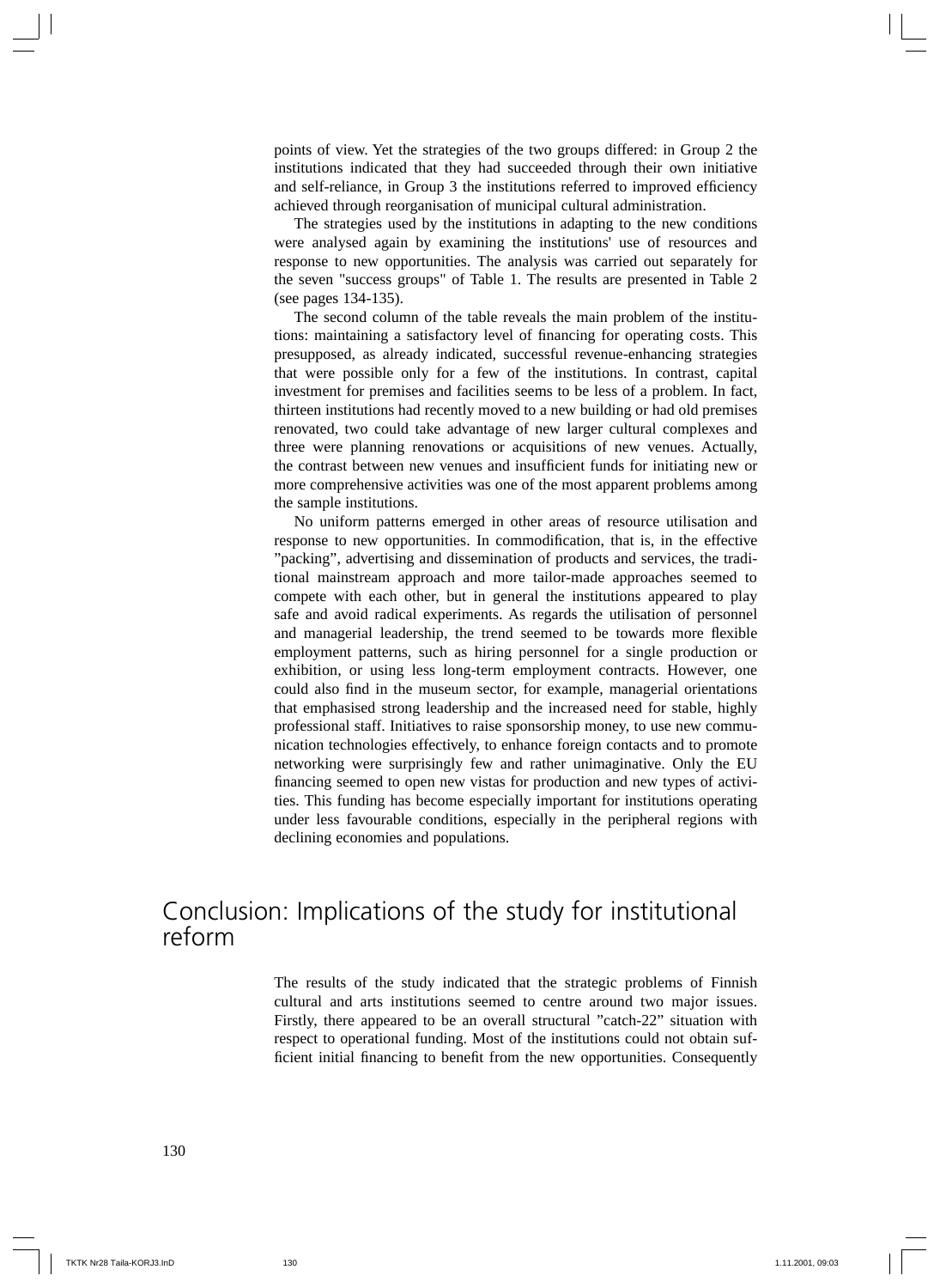points of view. Yet the strategies of the two groups differed: in Group 2 the institutions indicated that they had succeeded through their own initiative and self-reliance, in Group 3 the institutions referred to improved efficiency achieved through reorganisation of municipal cultural administration.

The strategies used by the institutions in adapting to the new conditions were analysed again by examining the institutions' use of resources and response to new opportunities. The analysis was carried out separately for the seven "success groups" of Table 1. The results are presented in Table 2 (see pages 134-135).

The second column of the table reveals the main problem of the institutions: maintaining a satisfactory level of financing for operating costs. This presupposed, as already indicated, successful revenue-enhancing strategies that were possible only for a few of the institutions. In contrast, capital investment for premises and facilities seems to be less of a problem. In fact, thirteen institutions had recently moved to a new building or had old premises renovated, two could take advantage of new larger cultural complexes and three were planning renovations or acquisitions of new venues. Actually, the contrast between new venues and insufficient funds for initiating new or more comprehensive activities was one of the most apparent problems among the sample institutions.

No uniform patterns emerged in other areas of resource utilisation and response to new opportunities. In commodification, that is, in the effective "packing", advertising and dissemination of products and services, the traditional mainstream approach and more tailor-made approaches seemed to compete with each other, but in general the institutions appeared to play safe and avoid radical experiments. As regards the utilisation of personnel and managerial leadership, the trend seemed to be towards more flexible employment patterns, such as hiring personnel for a single production or exhibition, or using less long-term employment contracts. However, one could also find in the museum sector, for example, managerial orientations that emphasised strong leadership and the increased need for stable, highly professional staff. Initiatives to raise sponsorship money, to use new communication technologies effectively, to enhance foreign contacts and to promote networking were surprisingly few and rather unimaginative. Only the EU financing seemed to open new vistas for production and new types of activities. This funding has become especially important for institutions operating under less favourable conditions, especially in the peripheral regions with declining economies and populations.

## Conclusion: Implications of the study for institutional reform

The results of the study indicated that the strategic problems of Finnish cultural and arts institutions seemed to centre around two major issues. Firstly, there appeared to be an overall structural "catch-22" situation with respect to operational funding. Most of the institutions could not obtain sufficient initial financing to benefit from the new opportunities. Consequently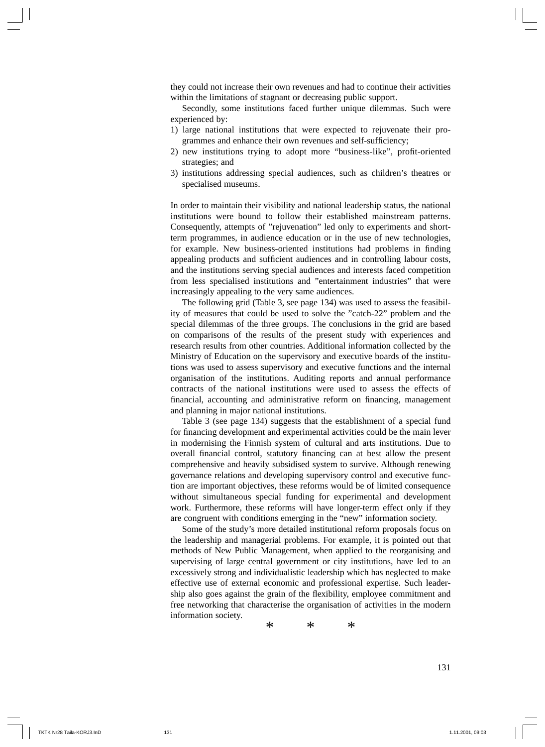they could not increase their own revenues and had to continue their activities within the limitations of stagnant or decreasing public support.

Secondly, some institutions faced further unique dilemmas. Such were experienced by:

1) large national institutions that were expected to rejuvenate their programmes and enhance their own revenues and self-sufficiency;
2) new institutions trying to adopt more "business-like", profit-oriented strategies; and
3) institutions addressing special audiences, such as children's theatres or specialised museums.

In order to maintain their visibility and national leadership status, the national institutions were bound to follow their established mainstream patterns. Consequently, attempts of "rejuvenation" led only to experiments and short-term programmes, in audience education or in the use of new technologies, for example. New business-oriented institutions had problems in finding appealing products and sufficient audiences and in controlling labour costs, and the institutions serving special audiences and interests faced competition from less specialised institutions and "entertainment industries" that were increasingly appealing to the very same audiences.

The following grid (Table 3, see page 134) was used to assess the feasibility of measures that could be used to solve the "catch-22" problem and the special dilemmas of the three groups. The conclusions in the grid are based on comparisons of the results of the present study with experiences and research results from other countries. Additional information collected by the Ministry of Education on the supervisory and executive boards of the institutions was used to assess supervisory and executive functions and the internal organisation of the institutions. Auditing reports and annual performance contracts of the national institutions were used to assess the effects of financial, accounting and administrative reform on financing, management and planning in major national institutions.

Table 3 (see page 134) suggests that the establishment of a special fund for financing development and experimental activities could be the main lever in modernising the Finnish system of cultural and arts institutions. Due to overall financial control, statutory financing can at best allow the present comprehensive and heavily subsidised system to survive. Although renewing governance relations and developing supervisory control and executive function are important objectives, these reforms would be of limited consequence without simultaneous special funding for experimental and development work. Furthermore, these reforms will have longer-term effect only if they are congruent with conditions emerging in the "new" information society.

Some of the study's more detailed institutional reform proposals focus on the leadership and managerial problems. For example, it is pointed out that methods of New Public Management, when applied to the reorganising and supervising of large central government or city institutions, have led to an excessively strong and individualistic leadership which has neglected to make effective use of external economic and professional expertise. Such leadership also goes against the grain of the flexibility, employee commitment and free networking that characterise the organisation of activities in the modern information society.

\* \* \*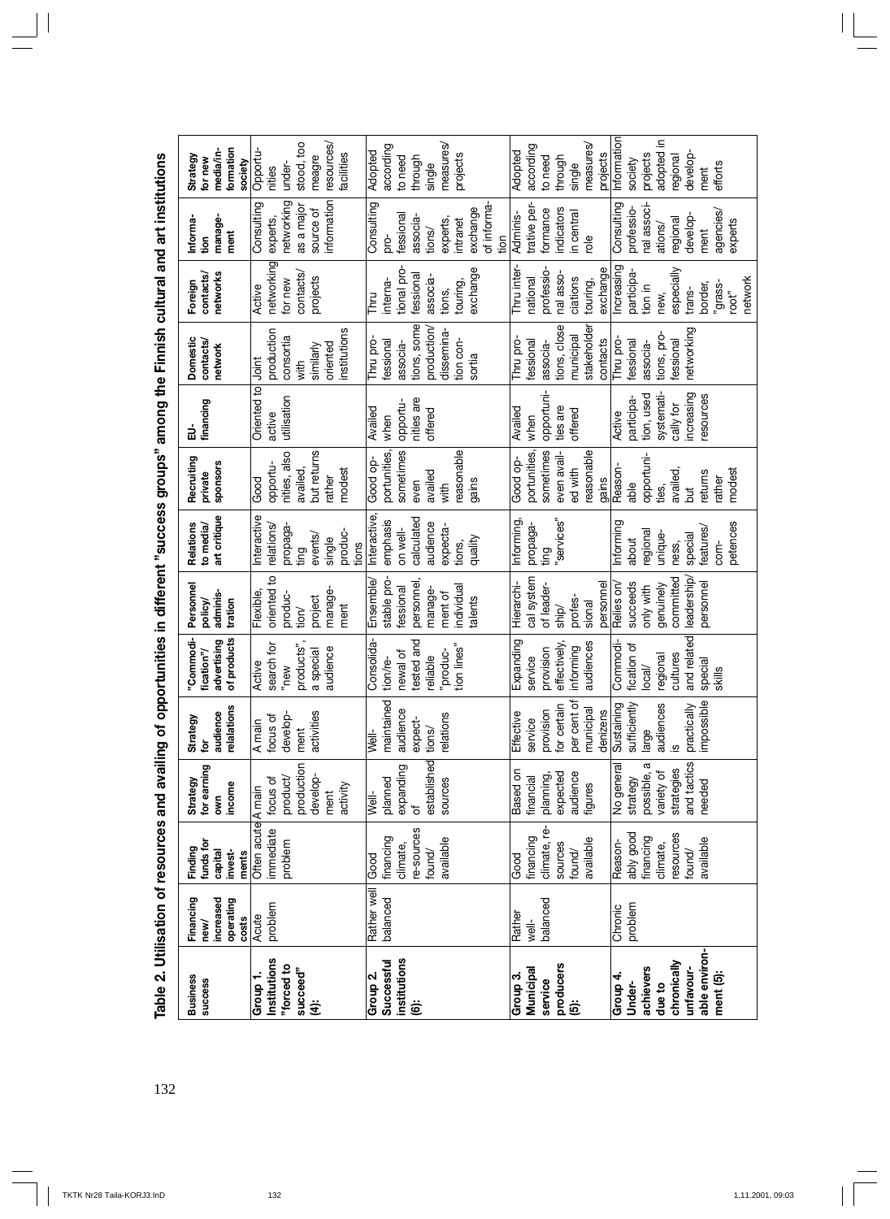**Table 2. Utilisation of resources and availing of opportunities in different "success groups" among the Finnish cultural and art institutions**

| Business success | Financing new/ increased operating costs | Finding funds for capital invest-ments | Strategy for earning own income | Strategy for audience relalations | "Commodi-fication"/ advertising of products | Personnel policy/ adminis-tration | Relations to media/ art critique | Recruiting private sponsors | EU-financing | Domestic contacts/ network | Foreign contacts/ networks | Informa-tion manage-ment | Strategy for new media/in-formation society |
|---|---|---|---|---|---|---|---|---|---|---|---|---|---|
| **Group 1. Institutions "forced to succeed" (4):** | Acute problem | Often acute immediate problem | A main focus of product/ production develop-ment activity | A main focus of develop-ment activities | Active search for "new products", a special audience | Flexible, oriented to produc-tion/ project manage-ment | Interactive relations/ propaga-ting events/ single produc-tions | Good opportu-nities, also availed, but returns rather modest | Oriented to active utilisation | Joint production consortia with similarly oriented institutions | Active networking for new contacts/ projects | Consulting experts, networking as a major source of information | Opportu-nities under-stood, too meagre resources/ facilities |
| **Group 2. Successful institutions (6):** | Rather well balanced | Good financing climate, re-sources found/ available | Well-planned expanding of established sources | Well-maintained audience expect-tions/ relations | Consolida-tion/re-newal of tested and reliable "produc-tion lines" | Ensemble/ stable pro-fessional personnel, manage-ment of individual talents | Interactive, emphasis on well-calculated audience expecta-tions, quality | Good op-portunities, sometimes even availed with reasonable gains | Availed when opportu-nities are offered | Thru pro-fessional associa-tions, some production/ dissemina-tion con-sortia | Thru interna-tional pro-fessional associa-tions, touring, exchange | Consulting pro-fessional associa-tions/ experts, intranet exchange of informa-tion | Adopted according to need through single measures/ projects |
| **Group 3. Municipal service producers (5):** | Rather well-balanced | Good financing climate, re-sources found/ available | Based on financial planning, expected audience figures | Effective service provision for certain per cent of municipal denizens | Expanding service provision effectively, informing audiences | Hierarchi-cal system of leader-ship/ profes-sional personnel | Informing, propaga-ting "services" | Good op-portunities, sometimes even avail-ed with reasonable gains | Availed when opportuni-ties are offered | Thru pro-fessional associa-tions, close municipal stakeholder contacts | Thru inter-national professio-nal asso-ciations touring, exchange | Adminis-trative per-formance indicators in central role | Adopted according to need through single measures/ projects |
| **Group 4. Under-achievers due to chronically unfavour-able environ-ment (5):** | Chronic problem | Reason-ably good financing climate, resources found/ available | No general strategy possible, a variety of strategies and tactics needed | Sustaining sufficiently large audiences is practically impossible | Commodi-fication of local/ regional cultures and related special skills | Relies on/ succeeds only with genuinely committed leadership/ personnel | Informing about regional unique-ness, special features/ com-petences | Reason-able opportuni-ties, availed, but returns rather modest | Active participa-tion, used systemati-cally for increasing resources | Thru pro-fessional associa-tions, pro-fessional networking | Increasing participa-tion in new, especially trans-border, "grass-root" network | Consulting professio-nal associ-ations/ regional develop-ment agencies/ experts | Information society projects adopted in regional develop-ment efforts |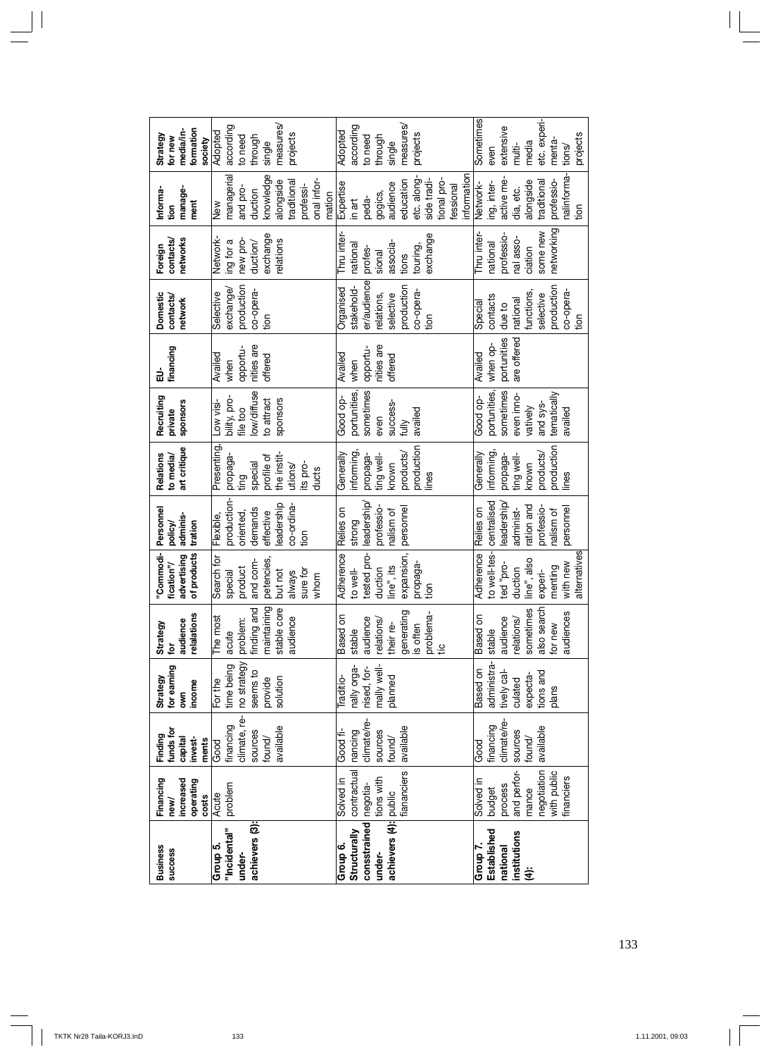| Business success | Financing new/ increased operating costs | Finding funds for capital invest-ments | Strategy for earning own income | Strategy for audience relations | "Commodi-fication"/ advertising of products | Personnel policy/ adminis-tration | Relations to media/ art critique | Recruiting private sponsors | EU-financing | Domestic contacts/ network | Foreign contacts/ networks | Informa-tion manage-ment | Strategy for new media/in-formation society |
|---|---|---|---|---|---|---|---|---|---|---|---|---|---|
| **Group 5. "Incidental" under-achievers (3):** | Acute problem | Good financing climate, re-sources found/ available | For the time being no strategy seems to provide solution | The most acute problem: finding and maintaining stable core audience | Search for special product and com-petencies, but not always sure for whom | Flexible, production-oriented, demands effective leadership co-ordina-tion | Presenting, propaga-ting special profile of the instit-utions/ its pro-ducts | Low visi-bility, pro-file too low/diffuse to attract sponsors | Availed when opportu-nities are offered | Selective exchange/ production co-opera-tion | Network-ing for a new pro-duction/ exchange relations | New managerial and pro-duction knowledge alongside traditional professi-onal infor-mation | Adopted according to need through single measures/ projects |
| **Group 6. Structurally consstrained under-achievers (4):** | Solved in contractual negotia-tions with public fianànciers | Good fi-nancing climate/re-sources found/ available | Traditio-nally orga-nised, for-mally well-planned | Based on stable audience relations/ their re-generating is often problema-tic | Adherence to well-tested pro-duction line", its expansion, propaga-tion | Relies on strong leadership/ professio-nalism of personnel | Generally informing, propaga-ting well-known products/ production lines | Good op-portunities, sometimes even success-fully availed | Availed when opportu-nities are offered | Organised stakehold-er/audience relations, selective production co-opera-tion | Thru inter-national profes-sional associa-tions touring, exchange | Expertise in art peda-gogics, audience education etc. along-side tradi-tional pro-fessional information | Adopted according to need through single measures/ projects |
| **Group 7. Established national institutions (4):** | Solved in budget process and perfor-mance negotiation with public financiers | Good financing climate/re-sources found/ available | Based on administra-tively cal-culated expecta-tions and plans | Based on stable audience relations/ sometimes also search for new audiences | Adherence to well-tes-ted "pro-duction line", also experi-menting with new alternatives | Relies on centralised leadership/ administ-ration and professio-nalism of personnel | Generally informing, propaga-ting well-known products/ production lines | Good op-portunities, sometimes even inno-vatively and sys-tematically availed | Availed when op-portunities are offered | Special contacts due to national functions, selective production co-opera-tion | Thru inter-national professio-nal asso-ciation some new networking | Network-ing, inter-active me-dia, etc. alongside traditional professio-nalinforma-tion | Sometimes even extensive multi-media etc. experi-menta-tions/ projects |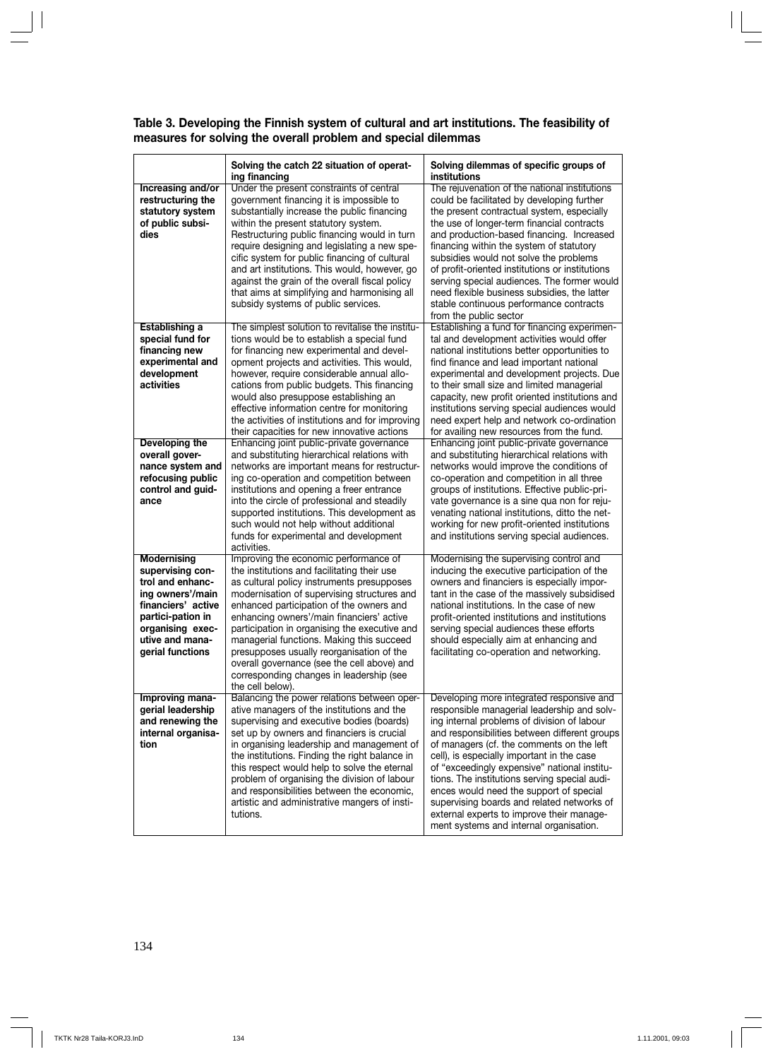**Table 3. Developing the Finnish system of cultural and art institutions. The feasibility of measures for solving the overall problem and special dilemmas**

| | Solving the catch 22 situation of operating financing | Solving dilemmas of specific groups of institutions |
|---|---|---|
| **Increasing and/or restructuring the statutory system of public subsidies** | Under the present constraints of central government financing it is impossible to substantially increase the public financing within the present statutory system. Restructuring public financing would in turn require designing and legislating a new specific system for public financing of cultural and art institutions. This would, however, go against the grain of the overall fiscal policy that aims at simplifying and harmonising all subsidy systems of public services. | The rejuvenation of the national institutions could be facilitated by developing further the present contractual system, especially the use of longer-term financial contracts and production-based financing. Increased financing within the system of statutory subsidies would not solve the problems of profit-oriented institutions or institutions serving special audiences. The former would need flexible business subsidies, the latter stable continuous performance contracts from the public sector |
| **Establishing a special fund for financing new experimental and development activities** | The simplest solution to revitalise the institutions would be to establish a special fund for financing new experimental and development projects and activities. This would, however, require considerable annual allocations from public budgets. This financing would also presuppose establishing an effective information centre for monitoring the activities of institutions and for improving their capacities for new innovative actions | Establishing a fund for financing experimental and development activities would offer national institutions better opportunities to find finance and lead important national experimental and development projects. Due to their small size and limited managerial capacity, new profit oriented institutions and institutions serving special audiences would need expert help and network co-ordination for availing new resources from the fund. |
| **Developing the overall governance system and refocusing public control and guidance** | Enhancing joint public-private governance and substituting hierarchical relations with networks are important means for restructuring co-operation and competition between institutions and opening a freer entrance into the circle of professional and steadily supported institutions. This development as such would not help without additional funds for experimental and development activities. | Enhancing joint public-private governance and substituting hierarchical relations with networks would improve the conditions of co-operation and competition in all three groups of institutions. Effective public-private governance is a sine qua non for rejuvenating national institutions, ditto the networking for new profit-oriented institutions and institutions serving special audiences. |
| **Modernising supervising control and enhancing owners'/main financiers' active partici-pation in organising executive and managerial functions** | Improving the economic performance of the institutions and facilitating their use as cultural policy instruments presupposes modernisation of supervising structures and enhanced participation of the owners and enhancing owners'/main financiers' active participation in organising the executive and managerial functions. Making this succeed presupposes usually reorganisation of the overall governance (see the cell above) and corresponding changes in leadership (see the cell below). | Modernising the supervising control and inducing the executive participation of the owners and financiers is especially important in the case of the massively subsidised national institutions. In the case of new profit-oriented institutions and institutions serving special audiences these efforts should especially aim at enhancing and facilitating co-operation and networking. |
| **Improving managerial leadership and renewing the internal organisation** | Balancing the power relations between operative managers of the institutions and the supervising and executive bodies (boards) set up by owners and financiers is crucial in organising leadership and management of the institutions. Finding the right balance in this respect would help to solve the eternal problem of organising the division of labour and responsibilities between the economic, artistic and administrative mangers of institutions. | Developing more integrated responsive and responsible managerial leadership and solving internal problems of division of labour and responsibilities between different groups of managers (cf. the comments on the left cell), is especially important in the case of "exceedingly expensive" national institutions. The institutions serving special audiences would need the support of special supervising boards and related networks of external experts to improve their management systems and internal organisation. |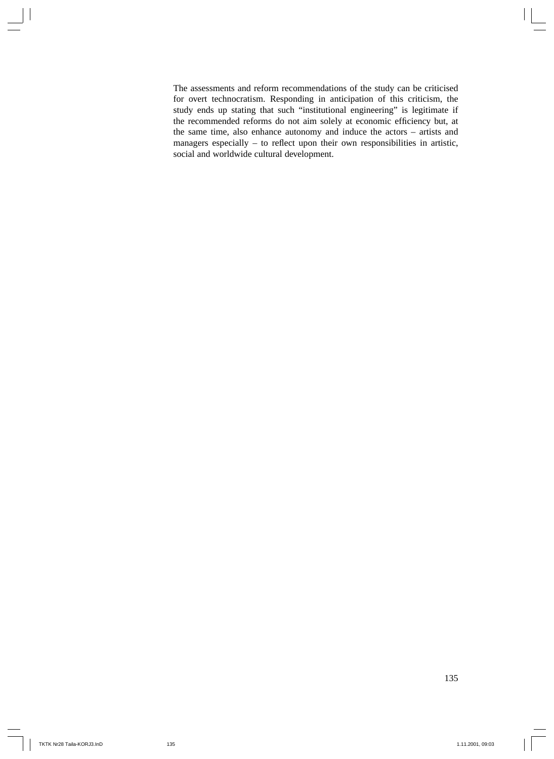The assessments and reform recommendations of the study can be criticised for overt technocratism. Responding in anticipation of this criticism, the study ends up stating that such "institutional engineering" is legitimate if the recommended reforms do not aim solely at economic efficiency but, at the same time, also enhance autonomy and induce the actors – artists and managers especially – to reflect upon their own responsibilities in artistic, social and worldwide cultural development.